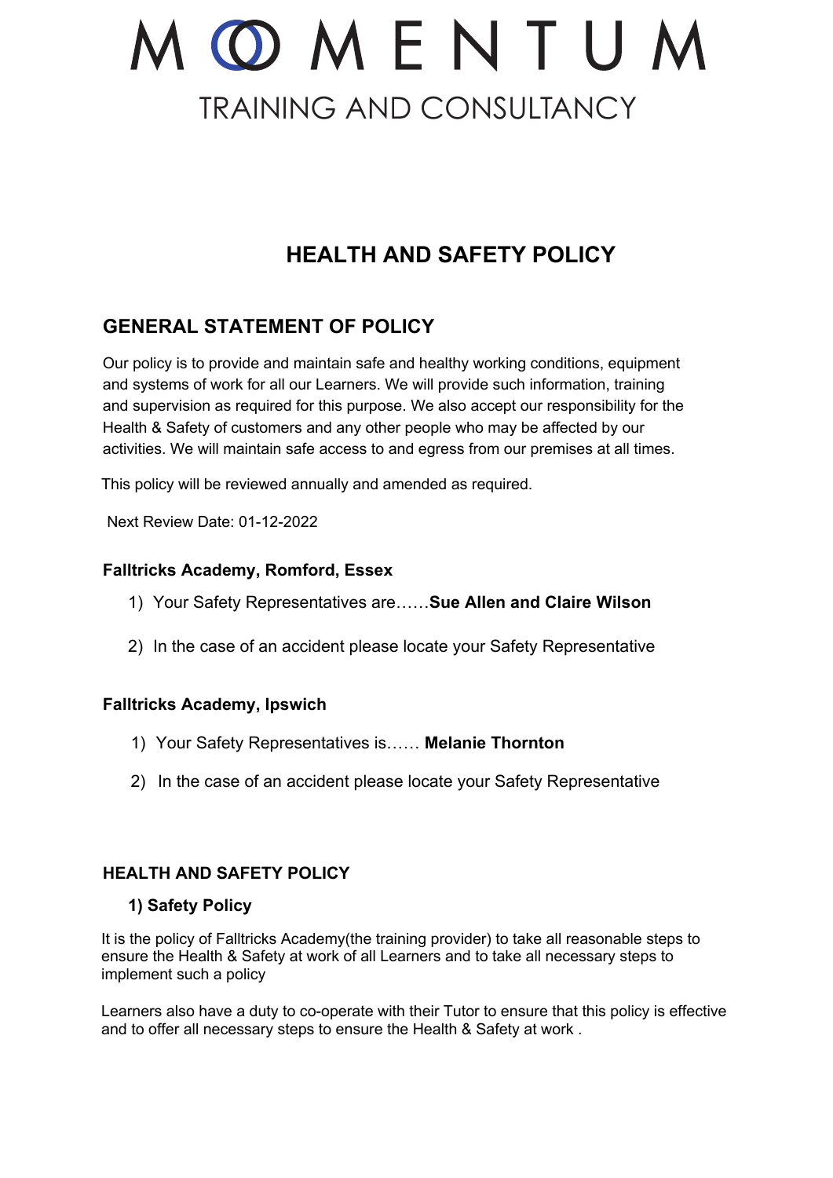# MOMENTUM

TRAINING AND CONSULTANCY

# HEALTH AND SAFETY POLICY

## GENERAL STATEMENT OF POLICY

Our policy is to provide and maintain safe and healthy working conditions, equipment and systems of work for all our Learners. We will provide such information, training and supervision as required for this purpose. We also accept our responsibility for the Health & Safety of customers and any other people who may be affected by our activities. We will maintain safe access to and egress from our premises at all times.

This policy will be reviewed annually and amended as required.

Next Review Date: 01-12-2022

### Falltricks Academy, Romford, Essex

1) Your Safety Representatives are……**Sue Allen and Claire Wilson**
2) In the case of an accident please locate your Safety Representative

### Falltricks Academy, Ipswich

1) Your Safety Representatives is…… **Melanie Thornton**
2) In the case of an accident please locate your Safety Representative

### HEALTH AND SAFETY POLICY

#### 1) Safety Policy

It is the policy of Falltricks Academy(the training provider) to take all reasonable steps to ensure the Health & Safety at work of all Learners and to take all necessary steps to implement such a policy

Learners also have a duty to co-operate with their Tutor to ensure that this policy is effective and to offer all necessary steps to ensure the Health & Safety at work .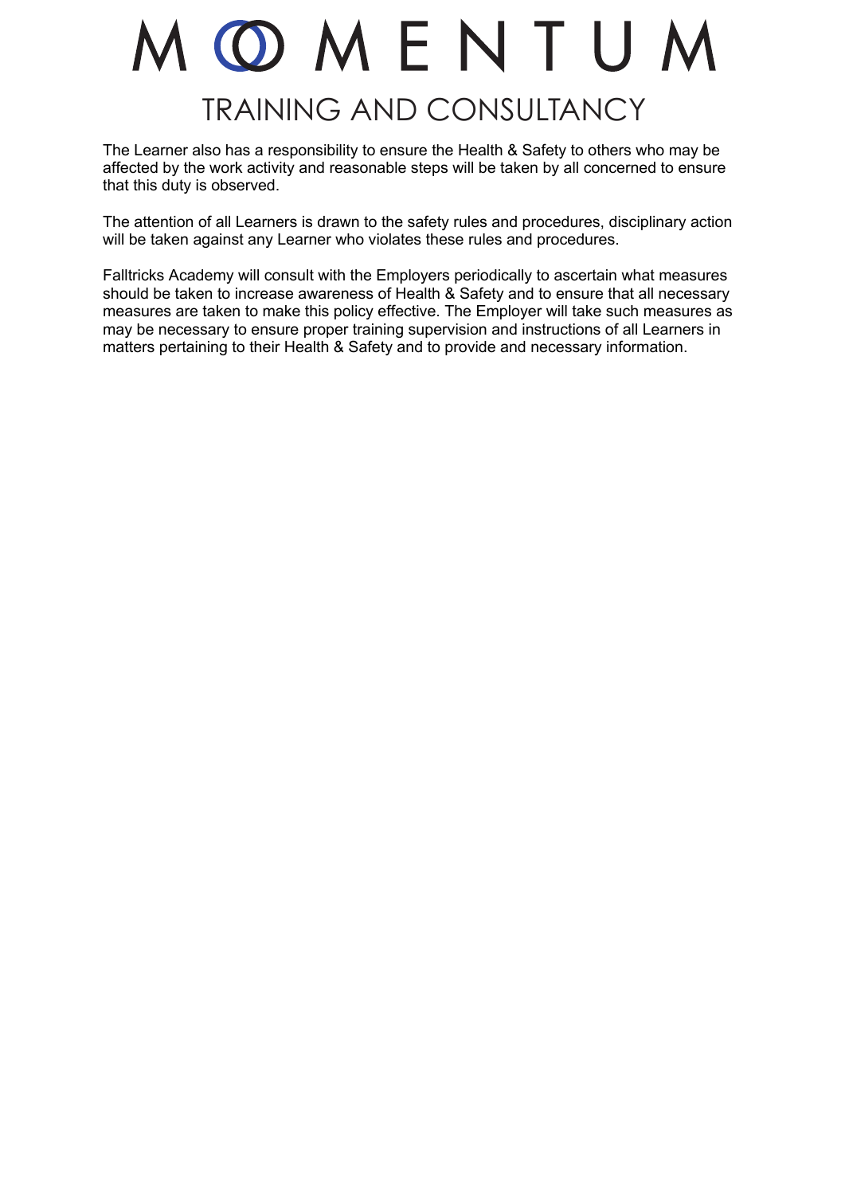The Learner also has a responsibility to ensure the Health & Safety to others who may be affected by the work activity and reasonable steps will be taken by all concerned to ensure that this duty is observed.

The attention of all Learners is drawn to the safety rules and procedures, disciplinary action will be taken against any Learner who violates these rules and procedures.

Falltricks Academy will consult with the Employers periodically to ascertain what measures should be taken to increase awareness of Health & Safety and to ensure that all necessary measures are taken to make this policy effective. The Employer will take such measures as may be necessary to ensure proper training supervision and instructions of all Learners in matters pertaining to their Health & Safety and to provide and necessary information.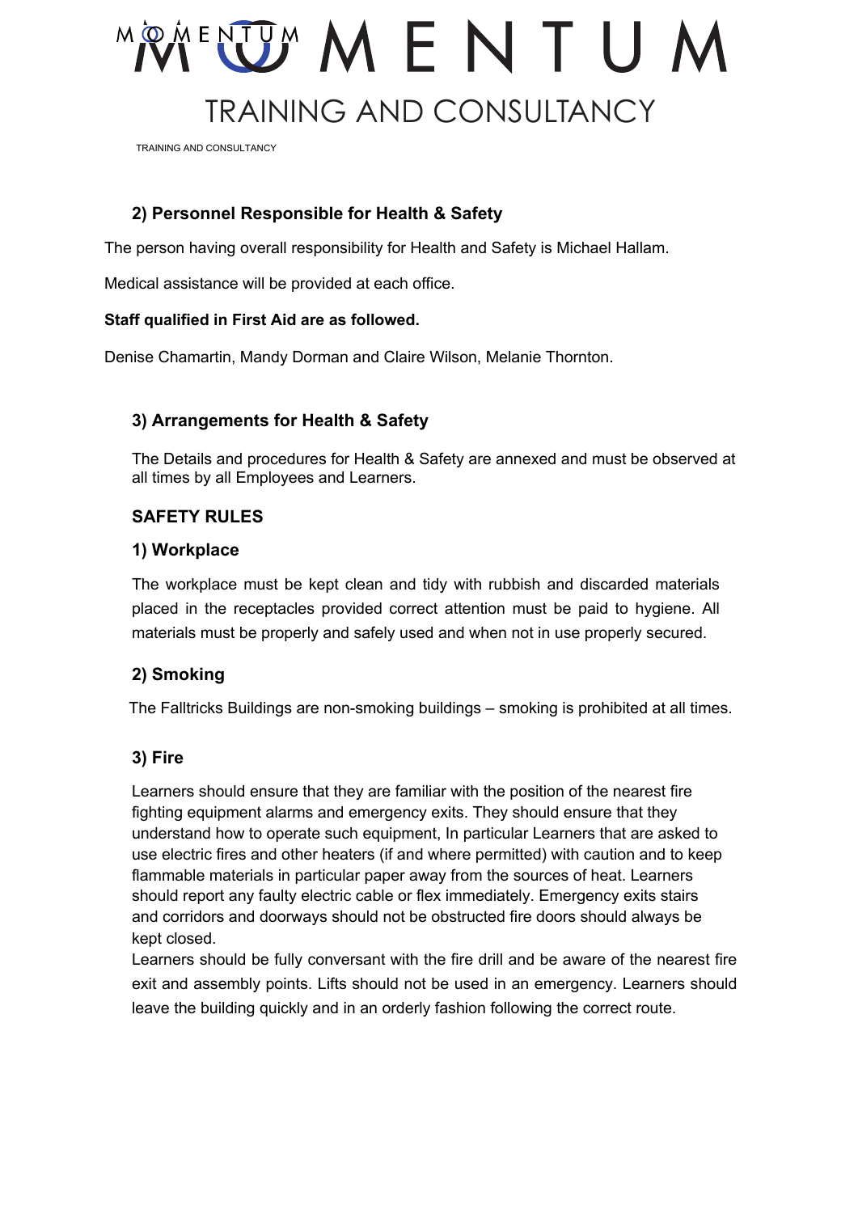## 2) Personnel Responsible for Health & Safety

The person having overall responsibility for Health and Safety is Michael Hallam.

Medical assistance will be provided at each office.

**Staff qualified in First Aid are as followed.**

Denise Chamartin, Mandy Dorman and Claire Wilson, Melanie Thornton.

## 3) Arrangements for Health & Safety

The Details and procedures for Health & Safety are annexed and must be observed at all times by all Employees and Learners.

## SAFETY RULES

### 1) Workplace

The workplace must be kept clean and tidy with rubbish and discarded materials placed in the receptacles provided correct attention must be paid to hygiene. All materials must be properly and safely used and when not in use properly secured.

### 2) Smoking

The Falltricks Buildings are non-smoking buildings – smoking is prohibited at all times.

### 3) Fire

Learners should ensure that they are familiar with the position of the nearest fire fighting equipment alarms and emergency exits. They should ensure that they understand how to operate such equipment, In particular Learners that are asked to use electric fires and other heaters (if and where permitted) with caution and to keep flammable materials in particular paper away from the sources of heat. Learners should report any faulty electric cable or flex immediately. Emergency exits stairs and corridors and doorways should not be obstructed fire doors should always be kept closed.
Learners should be fully conversant with the fire drill and be aware of the nearest fire exit and assembly points. Lifts should not be used in an emergency. Learners should leave the building quickly and in an orderly fashion following the correct route.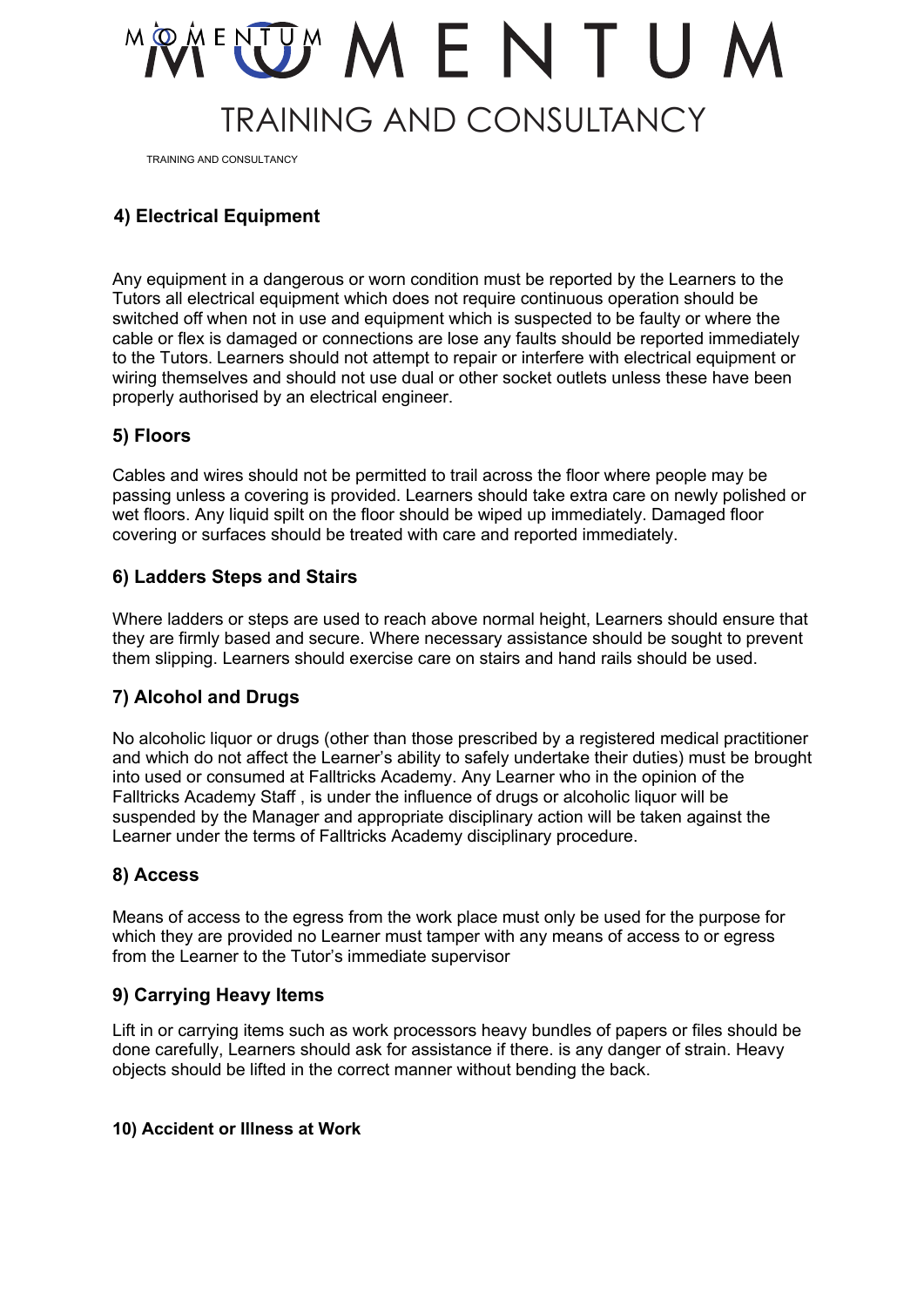## 4) Electrical Equipment

Any equipment in a dangerous or worn condition must be reported by the Learners to the Tutors all electrical equipment which does not require continuous operation should be switched off when not in use and equipment which is suspected to be faulty or where the cable or flex is damaged or connections are lose any faults should be reported immediately to the Tutors. Learners should not attempt to repair or interfere with electrical equipment or wiring themselves and should not use dual or other socket outlets unless these have been properly authorised by an electrical engineer.

## 5) Floors

Cables and wires should not be permitted to trail across the floor where people may be passing unless a covering is provided. Learners should take extra care on newly polished or wet floors. Any liquid spilt on the floor should be wiped up immediately. Damaged floor covering or surfaces should be treated with care and reported immediately.

## 6) Ladders Steps and Stairs

Where ladders or steps are used to reach above normal height, Learners should ensure that they are firmly based and secure. Where necessary assistance should be sought to prevent them slipping. Learners should exercise care on stairs and hand rails should be used.

## 7) Alcohol and Drugs

No alcoholic liquor or drugs (other than those prescribed by a registered medical practitioner and which do not affect the Learner's ability to safely undertake their duties) must be brought into used or consumed at Falltricks Academy. Any Learner who in the opinion of the Falltricks Academy Staff , is under the influence of drugs or alcoholic liquor will be suspended by the Manager and appropriate disciplinary action will be taken against the Learner under the terms of Falltricks Academy disciplinary procedure.

## 8) Access

Means of access to the egress from the work place must only be used for the purpose for which they are provided no Learner must tamper with any means of access to or egress from the Learner to the Tutor's immediate supervisor

## 9) Carrying Heavy Items

Lift in or carrying items such as work processors heavy bundles of papers or files should be done carefully, Learners should ask for assistance if there. is any danger of strain. Heavy objects should be lifted in the correct manner without bending the back.

## 10) Accident or Illness at Work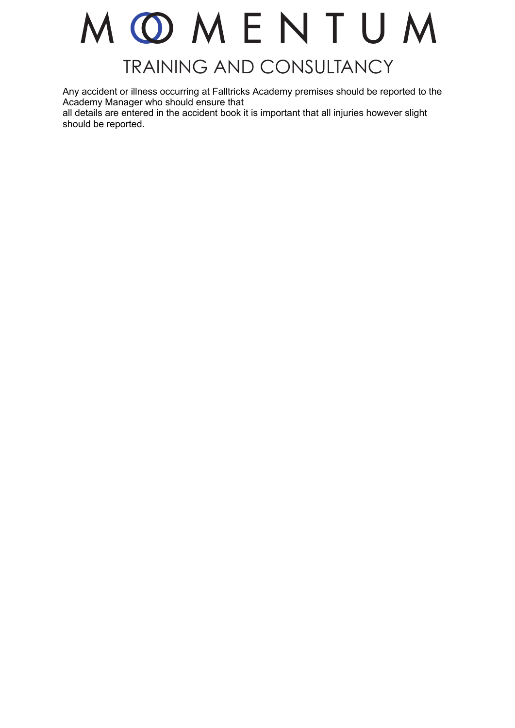# MOMENTUM

## TRAINING AND CONSULTANCY

Any accident or illness occurring at Falltricks Academy premises should be reported to the Academy Manager who should ensure that
all details are entered in the accident book it is important that all injuries however slight should be reported.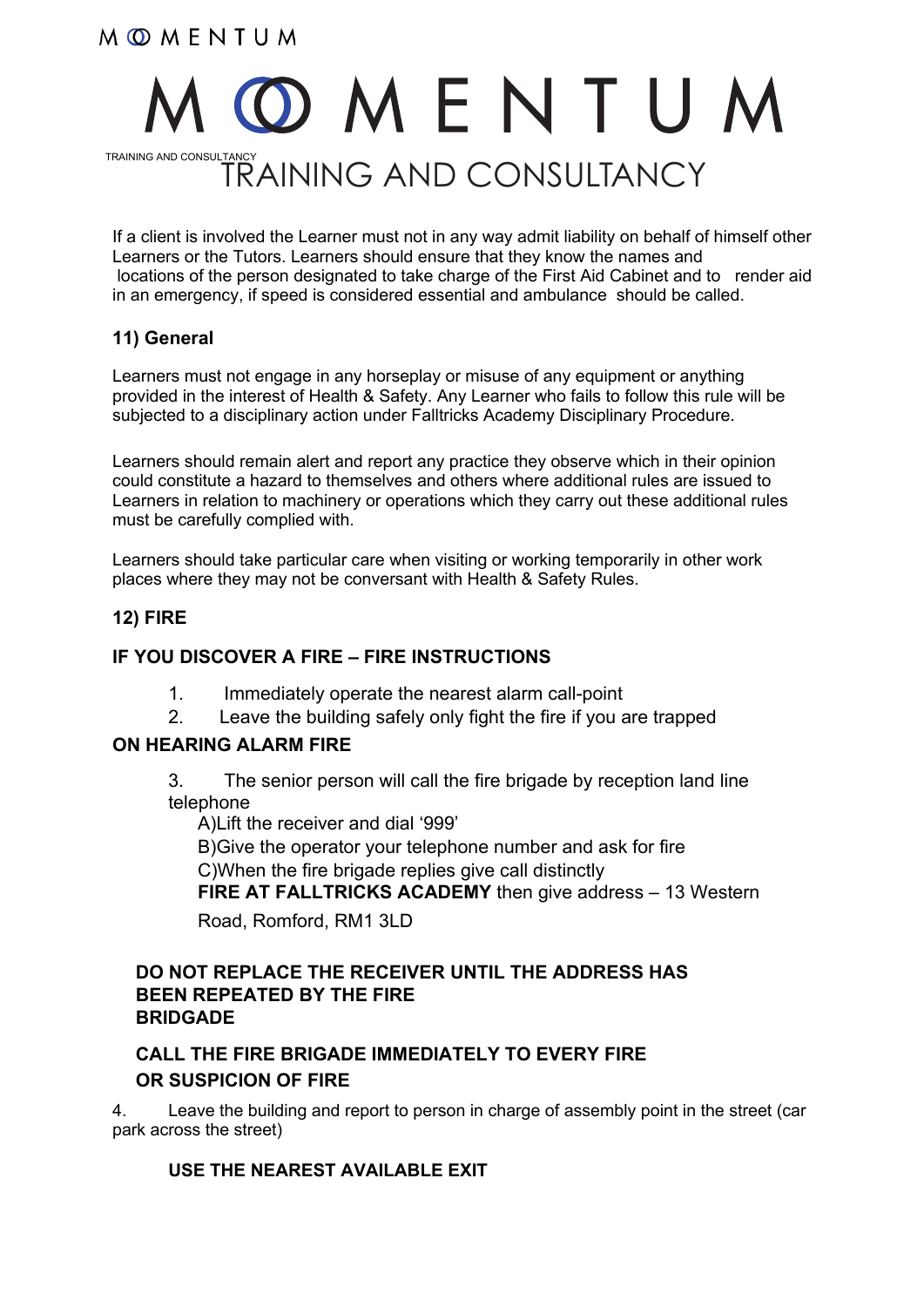If a client is involved the Learner must not in any way admit liability on behalf of himself other Learners or the Tutors. Learners should ensure that they know the names and locations of the person designated to take charge of the First Aid Cabinet and to render aid in an emergency, if speed is considered essential and ambulance should be called.

### 11) General

Learners must not engage in any horseplay or misuse of any equipment or anything provided in the interest of Health & Safety. Any Learner who fails to follow this rule will be subjected to a disciplinary action under Falltricks Academy Disciplinary Procedure.

Learners should remain alert and report any practice they observe which in their opinion could constitute a hazard to themselves and others where additional rules are issued to Learners in relation to machinery or operations which they carry out these additional rules must be carefully complied with.

Learners should take particular care when visiting or working temporarily in other work places where they may not be conversant with Health & Safety Rules.

### 12) FIRE

#### IF YOU DISCOVER A FIRE – FIRE INSTRUCTIONS

1. Immediately operate the nearest alarm call-point
2. Leave the building safely only fight the fire if you are trapped

#### ON HEARING ALARM FIRE

3. The senior person will call the fire brigade by reception land line telephone

   A)Lift the receiver and dial '999'

   B)Give the operator your telephone number and ask for fire

   C)When the fire brigade replies give call distinctly

   **FIRE AT FALLTRICKS ACADEMY** then give address – 13 Western Road, Romford, RM1 3LD

**DO NOT REPLACE THE RECEIVER UNTIL THE ADDRESS HAS BEEN REPEATED BY THE FIRE BRIDGADE**

**CALL THE FIRE BRIGADE IMMEDIATELY TO EVERY FIRE OR SUSPICION OF FIRE**

4. Leave the building and report to person in charge of assembly point in the street (car park across the street)

**USE THE NEAREST AVAILABLE EXIT**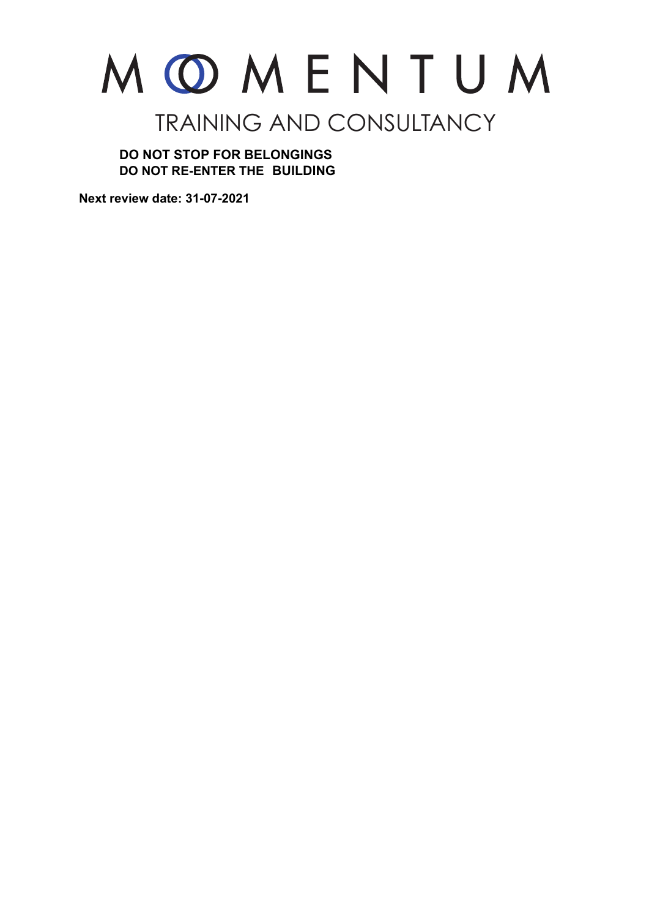# MOMENTUM

## TRAINING AND CONSULTANCY

**DO NOT STOP FOR BELONGINGS**
**DO NOT RE-ENTER THE BUILDING**

**Next review date: 31-07-2021**